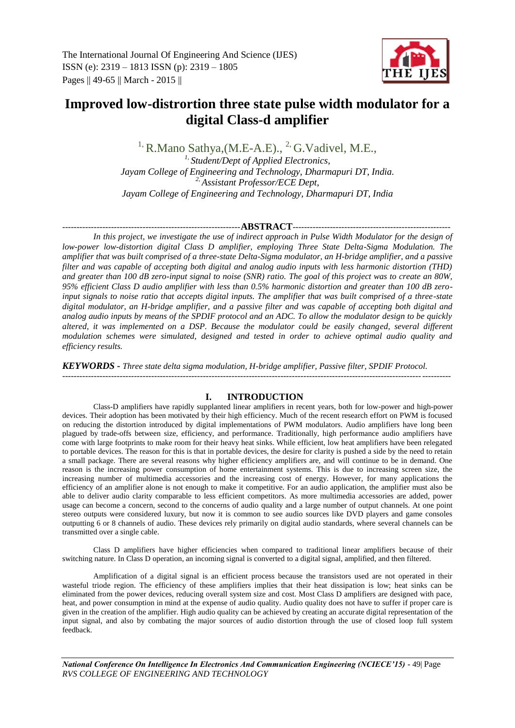# Improved low-distrortion three state pulse width modulator for a digital Class-d amplifier

[1,] R.Mano Sathya,(M.E-A.E)., [2,] G.Vadivel, M.E.,

[1,] *Student/Dept of Applied Electronics,*
*Jayam College of Engineering and Technology, Dharmapuri DT, India.*
[2,] *Assistant Professor/ECE Dept,*
*Jayam College of Engineering and Technology, Dharmapuri DT, India*

## ABSTRACT

*In this project, we investigate the use of indirect approach in Pulse Width Modulator for the design of low-power low-distortion digital Class D amplifier, employing Three State Delta-Sigma Modulation. The amplifier that was built comprised of a three-state Delta-Sigma modulator, an H-bridge amplifier, and a passive filter and was capable of accepting both digital and analog audio inputs with less harmonic distortion (THD) and greater than 100 dB zero-input signal to noise (SNR) ratio. The goal of this project was to create an 80W, 95% efficient Class D audio amplifier with less than 0.5% harmonic distortion and greater than 100 dB zero-input signals to noise ratio that accepts digital inputs. The amplifier that was built comprised of a three-state digital modulator, an H-bridge amplifier, and a passive filter and was capable of accepting both digital and analog audio inputs by means of the SPDIF protocol and an ADC. To allow the modulator design to be quickly altered, it was implemented on a DSP. Because the modulator could be easily changed, several different modulation schemes were simulated, designed and tested in order to achieve optimal audio quality and efficiency results.*

***KEYWORDS -*** *Three state delta sigma modulation, H-bridge amplifier, Passive filter, SPDIF Protocol.*

## I. INTRODUCTION

Class-D amplifiers have rapidly supplanted linear amplifiers in recent years, both for low-power and high-power devices. Their adoption has been motivated by their high efficiency. Much of the recent research effort on PWM is focused on reducing the distortion introduced by digital implementations of PWM modulators. Audio amplifiers have long been plagued by trade-offs between size, efficiency, and performance. Traditionally, high performance audio amplifiers have come with large footprints to make room for their heavy heat sinks. While efficient, low heat amplifiers have been relegated to portable devices. The reason for this is that in portable devices, the desire for clarity is pushed a side by the need to retain a small package. There are several reasons why higher efficiency amplifiers are, and will continue to be in demand. One reason is the increasing power consumption of home entertainment systems. This is due to increasing screen size, the increasing number of multimedia accessories and the increasing cost of energy. However, for many applications the efficiency of an amplifier alone is not enough to make it competitive. For an audio application, the amplifier must also be able to deliver audio clarity comparable to less efficient competitors. As more multimedia accessories are added, power usage can become a concern, second to the concerns of audio quality and a large number of output channels. At one point stereo outputs were considered luxury, but now it is common to see audio sources like DVD players and game consoles outputting 6 or 8 channels of audio. These devices rely primarily on digital audio standards, where several channels can be transmitted over a single cable.

Class D amplifiers have higher efficiencies when compared to traditional linear amplifiers because of their switching nature. In Class D operation, an incoming signal is converted to a digital signal, amplified, and then filtered.

Amplification of a digital signal is an efficient process because the transistors used are not operated in their wasteful triode region. The efficiency of these amplifiers implies that their heat dissipation is low; heat sinks can be eliminated from the power devices, reducing overall system size and cost. Most Class D amplifiers are designed with pace, heat, and power consumption in mind at the expense of audio quality. Audio quality does not have to suffer if proper care is given in the creation of the amplifier. High audio quality can be achieved by creating an accurate digital representation of the input signal, and also by combating the major sources of audio distortion through the use of closed loop full system feedback.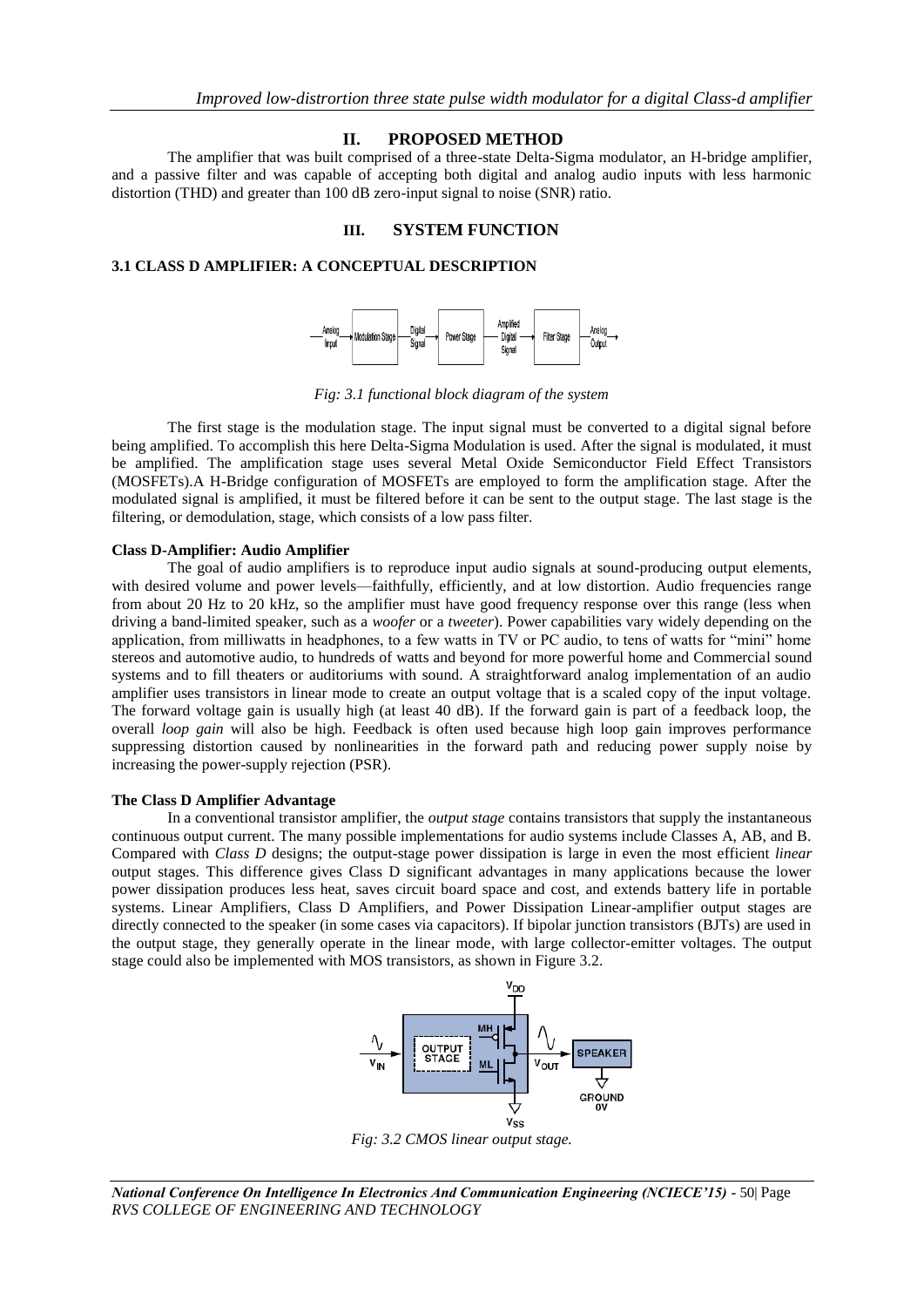## II. PROPOSED METHOD

The amplifier that was built comprised of a three-state Delta-Sigma modulator, an H-bridge amplifier, and a passive filter and was capable of accepting both digital and analog audio inputs with less harmonic distortion (THD) and greater than 100 dB zero-input signal to noise (SNR) ratio.

## III. SYSTEM FUNCTION

### 3.1 CLASS D AMPLIFIER: A CONCEPTUAL DESCRIPTION

*Fig: 3.1 functional block diagram of the system*

The first stage is the modulation stage. The input signal must be converted to a digital signal before being amplified. To accomplish this here Delta-Sigma Modulation is used. After the signal is modulated, it must be amplified. The amplification stage uses several Metal Oxide Semiconductor Field Effect Transistors (MOSFETs).A H-Bridge configuration of MOSFETs are employed to form the amplification stage. After the modulated signal is amplified, it must be filtered before it can be sent to the output stage. The last stage is the filtering, or demodulation, stage, which consists of a low pass filter.

**Class D-Amplifier: Audio Amplifier**

The goal of audio amplifiers is to reproduce input audio signals at sound-producing output elements, with desired volume and power levels—faithfully, efficiently, and at low distortion. Audio frequencies range from about 20 Hz to 20 kHz, so the amplifier must have good frequency response over this range (less when driving a band-limited speaker, such as a *woofer* or a *tweeter*). Power capabilities vary widely depending on the application, from milliwatts in headphones, to a few watts in TV or PC audio, to tens of watts for "mini" home stereos and automotive audio, to hundreds of watts and beyond for more powerful home and Commercial sound systems and to fill theaters or auditoriums with sound. A straightforward analog implementation of an audio amplifier uses transistors in linear mode to create an output voltage that is a scaled copy of the input voltage. The forward voltage gain is usually high (at least 40 dB). If the forward gain is part of a feedback loop, the overall *loop gain* will also be high. Feedback is often used because high loop gain improves performance suppressing distortion caused by nonlinearities in the forward path and reducing power supply noise by increasing the power-supply rejection (PSR).

**The Class D Amplifier Advantage**

In a conventional transistor amplifier, the *output stage* contains transistors that supply the instantaneous continuous output current. The many possible implementations for audio systems include Classes A, AB, and B. Compared with *Class D* designs; the output-stage power dissipation is large in even the most efficient *linear* output stages. This difference gives Class D significant advantages in many applications because the lower power dissipation produces less heat, saves circuit board space and cost, and extends battery life in portable systems. Linear Amplifiers, Class D Amplifiers, and Power Dissipation Linear-amplifier output stages are directly connected to the speaker (in some cases via capacitors). If bipolar junction transistors (BJTs) are used in the output stage, they generally operate in the linear mode, with large collector-emitter voltages. The output stage could also be implemented with MOS transistors, as shown in Figure 3.2.

*Fig: 3.2 CMOS linear output stage.*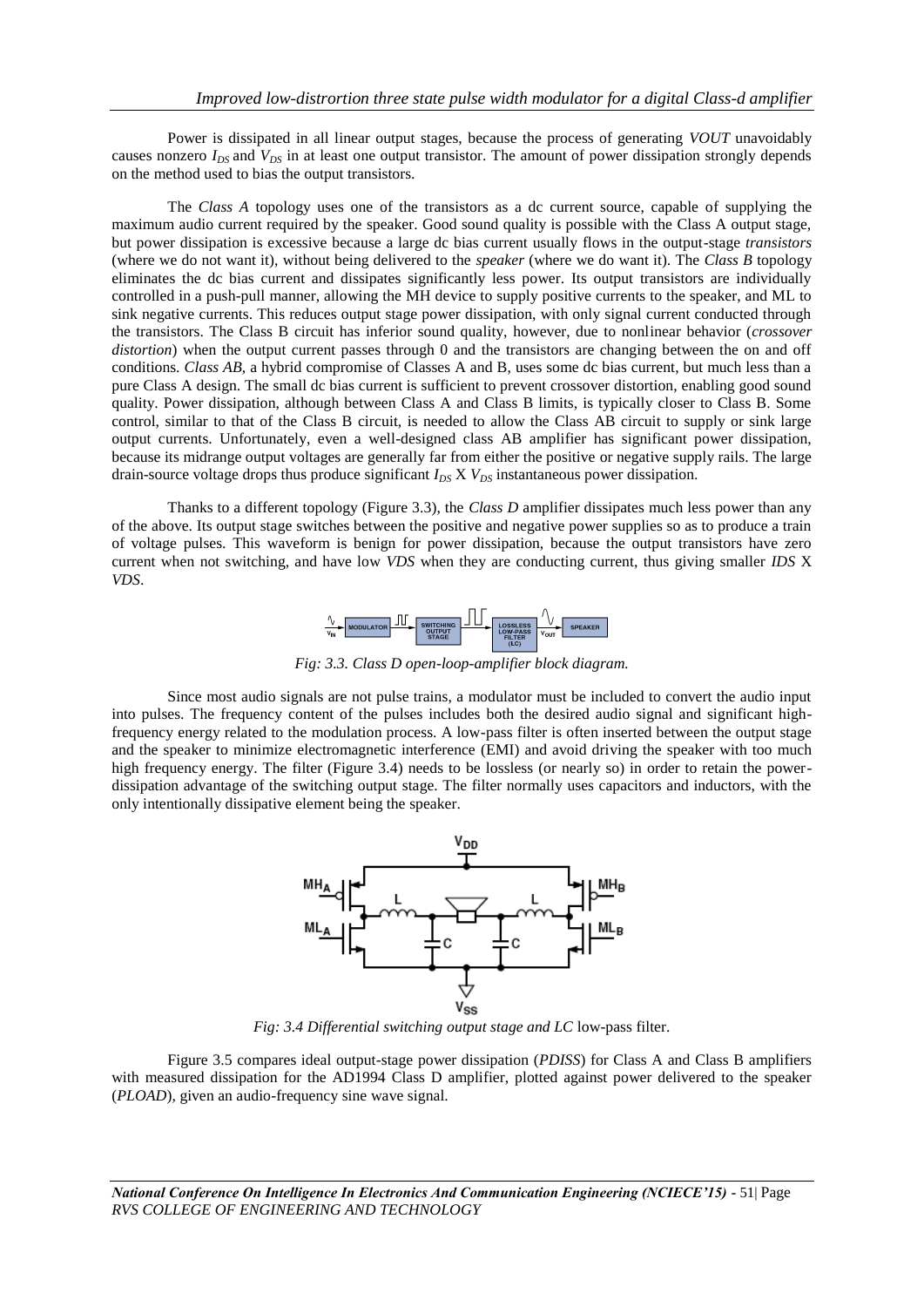Power is dissipated in all linear output stages, because the process of generating *VOUT* unavoidably causes nonzero $I_{DS}$ and $V_{DS}$ in at least one output transistor. The amount of power dissipation strongly depends on the method used to bias the output transistors.

The *Class A* topology uses one of the transistors as a dc current source, capable of supplying the maximum audio current required by the speaker. Good sound quality is possible with the Class A output stage, but power dissipation is excessive because a large dc bias current usually flows in the output-stage *transistors* (where we do not want it), without being delivered to the *speaker* (where we do want it). The *Class B* topology eliminates the dc bias current and dissipates significantly less power. Its output transistors are individually controlled in a push-pull manner, allowing the MH device to supply positive currents to the speaker, and ML to sink negative currents. This reduces output stage power dissipation, with only signal current conducted through the transistors. The Class B circuit has inferior sound quality, however, due to nonlinear behavior (*crossover distortion*) when the output current passes through 0 and the transistors are changing between the on and off conditions. *Class AB*, a hybrid compromise of Classes A and B, uses some dc bias current, but much less than a pure Class A design. The small dc bias current is sufficient to prevent crossover distortion, enabling good sound quality. Power dissipation, although between Class A and Class B limits, is typically closer to Class B. Some control, similar to that of the Class B circuit, is needed to allow the Class AB circuit to supply or sink large output currents. Unfortunately, even a well-designed class AB amplifier has significant power dissipation, because its midrange output voltages are generally far from either the positive or negative supply rails. The large drain-source voltage drops thus produce significant $I_{DS}$ X $V_{DS}$ instantaneous power dissipation.

Thanks to a different topology (Figure 3.3), the *Class D* amplifier dissipates much less power than any of the above. Its output stage switches between the positive and negative power supplies so as to produce a train of voltage pulses. This waveform is benign for power dissipation, because the output transistors have zero current when not switching, and have low *VDS* when they are conducting current, thus giving smaller *IDS* X *VDS*.

*Fig: 3.3. Class D open-loop-amplifier block diagram.*

Since most audio signals are not pulse trains, a modulator must be included to convert the audio input into pulses. The frequency content of the pulses includes both the desired audio signal and significant high-frequency energy related to the modulation process. A low-pass filter is often inserted between the output stage and the speaker to minimize electromagnetic interference (EMI) and avoid driving the speaker with too much high frequency energy. The filter (Figure 3.4) needs to be lossless (or nearly so) in order to retain the power-dissipation advantage of the switching output stage. The filter normally uses capacitors and inductors, with the only intentionally dissipative element being the speaker.

*Fig: 3.4 Differential switching output stage and LC* low-pass filter.

Figure 3.5 compares ideal output-stage power dissipation (*PDISS*) for Class A and Class B amplifiers with measured dissipation for the AD1994 Class D amplifier, plotted against power delivered to the speaker (*PLOAD*), given an audio-frequency sine wave signal.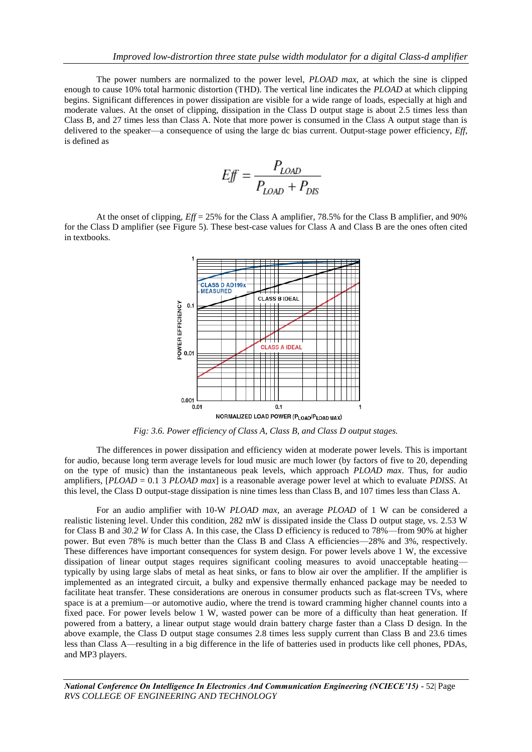The power numbers are normalized to the power level, *PLOAD max*, at which the sine is clipped enough to cause 10% total harmonic distortion (THD). The vertical line indicates the *PLOAD* at which clipping begins. Significant differences in power dissipation are visible for a wide range of loads, especially at high and moderate values. At the onset of clipping, dissipation in the Class D output stage is about 2.5 times less than Class B, and 27 times less than Class A. Note that more power is consumed in the Class A output stage than is delivered to the speaker—a consequence of using the large dc bias current. Output-stage power efficiency, *Eff*, is defined as

$$Eff = \frac{P_{LOAD}}{P_{LOAD} + P_{DIS}}$$

At the onset of clipping, *Eff* = 25% for the Class A amplifier, 78.5% for the Class B amplifier, and 90% for the Class D amplifier (see Figure 5). These best-case values for Class A and Class B are the ones often cited in textbooks.

*Fig: 3.6. Power efficiency of Class A, Class B, and Class D output stages.*

The differences in power dissipation and efficiency widen at moderate power levels. This is important for audio, because long term average levels for loud music are much lower (by factors of five to 20, depending on the type of music) than the instantaneous peak levels, which approach *PLOAD max*. Thus, for audio amplifiers, [*PLOAD* = 0.1 3 *PLOAD max*] is a reasonable average power level at which to evaluate *PDISS*. At this level, the Class D output-stage dissipation is nine times less than Class B, and 107 times less than Class A.

For an audio amplifier with 10-W *PLOAD max*, an average *PLOAD* of 1 W can be considered a realistic listening level. Under this condition, 282 mW is dissipated inside the Class D output stage, vs. 2.53 W for Class B and *30.2 W* for Class A. In this case, the Class D efficiency is reduced to 78%—from 90% at higher power. But even 78% is much better than the Class B and Class A efficiencies—28% and 3%, respectively. These differences have important consequences for system design. For power levels above 1 W, the excessive dissipation of linear output stages requires significant cooling measures to avoid unacceptable heating—typically by using large slabs of metal as heat sinks, or fans to blow air over the amplifier. If the amplifier is implemented as an integrated circuit, a bulky and expensive thermally enhanced package may be needed to facilitate heat transfer. These considerations are onerous in consumer products such as flat-screen TVs, where space is at a premium—or automotive audio, where the trend is toward cramming higher channel counts into a fixed pace. For power levels below 1 W, wasted power can be more of a difficulty than heat generation. If powered from a battery, a linear output stage would drain battery charge faster than a Class D design. In the above example, the Class D output stage consumes 2.8 times less supply current than Class B and 23.6 times less than Class A—resulting in a big difference in the life of batteries used in products like cell phones, PDAs, and MP3 players.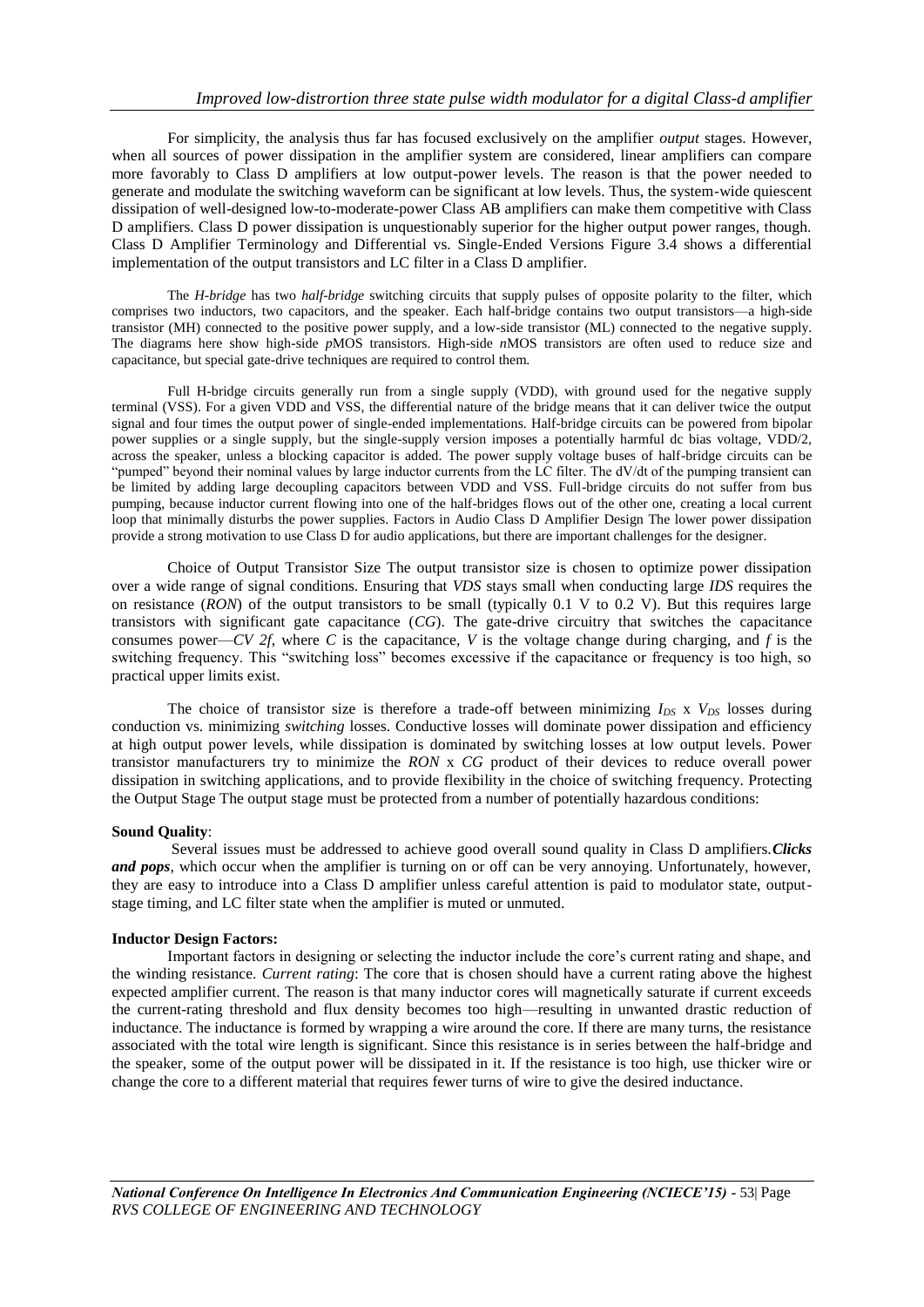For simplicity, the analysis thus far has focused exclusively on the amplifier *output* stages. However, when all sources of power dissipation in the amplifier system are considered, linear amplifiers can compare more favorably to Class D amplifiers at low output-power levels. The reason is that the power needed to generate and modulate the switching waveform can be significant at low levels. Thus, the system-wide quiescent dissipation of well-designed low-to-moderate-power Class AB amplifiers can make them competitive with Class D amplifiers. Class D power dissipation is unquestionably superior for the higher output power ranges, though. Class D Amplifier Terminology and Differential vs. Single-Ended Versions Figure 3.4 shows a differential implementation of the output transistors and LC filter in a Class D amplifier.

The *H-bridge* has two *half-bridge* switching circuits that supply pulses of opposite polarity to the filter, which comprises two inductors, two capacitors, and the speaker. Each half-bridge contains two output transistors—a high-side transistor (MH) connected to the positive power supply, and a low-side transistor (ML) connected to the negative supply. The diagrams here show high-side *p*MOS transistors. High-side *n*MOS transistors are often used to reduce size and capacitance, but special gate-drive techniques are required to control them.

Full H-bridge circuits generally run from a single supply (VDD), with ground used for the negative supply terminal (VSS). For a given VDD and VSS, the differential nature of the bridge means that it can deliver twice the output signal and four times the output power of single-ended implementations. Half-bridge circuits can be powered from bipolar power supplies or a single supply, but the single-supply version imposes a potentially harmful dc bias voltage, VDD/2, across the speaker, unless a blocking capacitor is added. The power supply voltage buses of half-bridge circuits can be "pumped" beyond their nominal values by large inductor currents from the LC filter. The dV/dt of the pumping transient can be limited by adding large decoupling capacitors between VDD and VSS. Full-bridge circuits do not suffer from bus pumping, because inductor current flowing into one of the half-bridges flows out of the other one, creating a local current loop that minimally disturbs the power supplies. Factors in Audio Class D Amplifier Design The lower power dissipation provide a strong motivation to use Class D for audio applications, but there are important challenges for the designer.

Choice of Output Transistor Size The output transistor size is chosen to optimize power dissipation over a wide range of signal conditions. Ensuring that *VDS* stays small when conducting large *IDS* requires the on resistance (*RON*) of the output transistors to be small (typically 0.1 V to 0.2 V). But this requires large transistors with significant gate capacitance (*CG*). The gate-drive circuitry that switches the capacitance consumes power—*CV 2f*, where *C* is the capacitance, *V* is the voltage change during charging, and *f* is the switching frequency. This "switching loss" becomes excessive if the capacitance or frequency is too high, so practical upper limits exist.

The choice of transistor size is therefore a trade-off between minimizing $I_{DS}$ x $V_{DS}$ losses during conduction vs. minimizing *switching* losses. Conductive losses will dominate power dissipation and efficiency at high output power levels, while dissipation is dominated by switching losses at low output levels. Power transistor manufacturers try to minimize the *RON* x *CG* product of their devices to reduce overall power dissipation in switching applications, and to provide flexibility in the choice of switching frequency. Protecting the Output Stage The output stage must be protected from a number of potentially hazardous conditions:

**Sound Quality**:

Several issues must be addressed to achieve good overall sound quality in Class D amplifiers.***Clicks and pops***, which occur when the amplifier is turning on or off can be very annoying. Unfortunately, however, they are easy to introduce into a Class D amplifier unless careful attention is paid to modulator state, output-stage timing, and LC filter state when the amplifier is muted or unmuted.

**Inductor Design Factors:**

Important factors in designing or selecting the inductor include the core's current rating and shape, and the winding resistance. *Current rating*: The core that is chosen should have a current rating above the highest expected amplifier current. The reason is that many inductor cores will magnetically saturate if current exceeds the current-rating threshold and flux density becomes too high—resulting in unwanted drastic reduction of inductance. The inductance is formed by wrapping a wire around the core. If there are many turns, the resistance associated with the total wire length is significant. Since this resistance is in series between the half-bridge and the speaker, some of the output power will be dissipated in it. If the resistance is too high, use thicker wire or change the core to a different material that requires fewer turns of wire to give the desired inductance.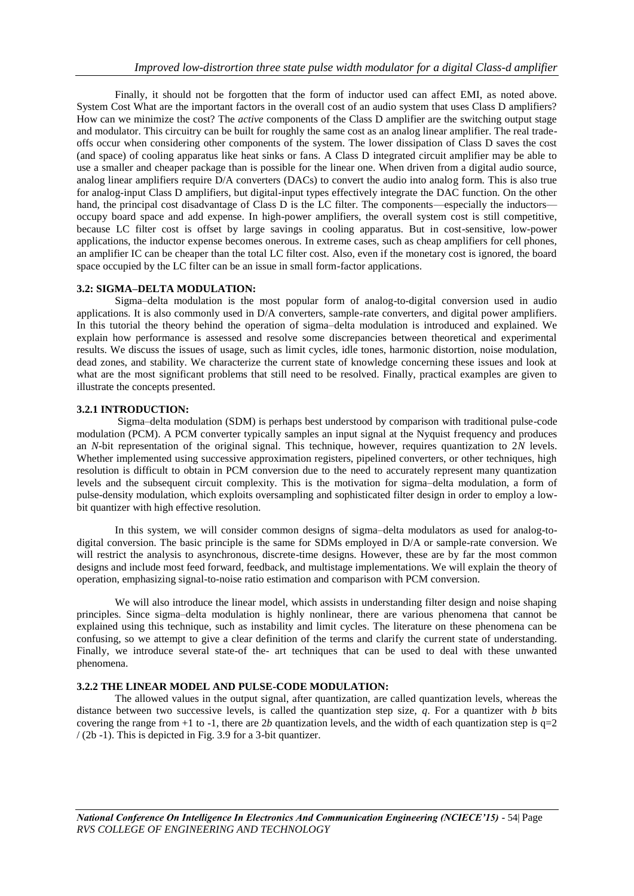Finally, it should not be forgotten that the form of inductor used can affect EMI, as noted above. System Cost What are the important factors in the overall cost of an audio system that uses Class D amplifiers? How can we minimize the cost? The *active* components of the Class D amplifier are the switching output stage and modulator. This circuitry can be built for roughly the same cost as an analog linear amplifier. The real trade-offs occur when considering other components of the system. The lower dissipation of Class D saves the cost (and space) of cooling apparatus like heat sinks or fans. A Class D integrated circuit amplifier may be able to use a smaller and cheaper package than is possible for the linear one. When driven from a digital audio source, analog linear amplifiers require D/A converters (DACs) to convert the audio into analog form. This is also true for analog-input Class D amplifiers, but digital-input types effectively integrate the DAC function. On the other hand, the principal cost disadvantage of Class D is the LC filter. The components—especially the inductors—occupy board space and add expense. In high-power amplifiers, the overall system cost is still competitive, because LC filter cost is offset by large savings in cooling apparatus. But in cost-sensitive, low-power applications, the inductor expense becomes onerous. In extreme cases, such as cheap amplifiers for cell phones, an amplifier IC can be cheaper than the total LC filter cost. Also, even if the monetary cost is ignored, the board space occupied by the LC filter can be an issue in small form-factor applications.

### 3.2: SIGMA–DELTA MODULATION:

Sigma–delta modulation is the most popular form of analog-to-digital conversion used in audio applications. It is also commonly used in D/A converters, sample-rate converters, and digital power amplifiers. In this tutorial the theory behind the operation of sigma–delta modulation is introduced and explained. We explain how performance is assessed and resolve some discrepancies between theoretical and experimental results. We discuss the issues of usage, such as limit cycles, idle tones, harmonic distortion, noise modulation, dead zones, and stability. We characterize the current state of knowledge concerning these issues and look at what are the most significant problems that still need to be resolved. Finally, practical examples are given to illustrate the concepts presented.

### 3.2.1 INTRODUCTION:

Sigma–delta modulation (SDM) is perhaps best understood by comparison with traditional pulse-code modulation (PCM). A PCM converter typically samples an input signal at the Nyquist frequency and produces an *N*-bit representation of the original signal. This technique, however, requires quantization to 2*N* levels. Whether implemented using successive approximation registers, pipelined converters, or other techniques, high resolution is difficult to obtain in PCM conversion due to the need to accurately represent many quantization levels and the subsequent circuit complexity. This is the motivation for sigma–delta modulation, a form of pulse-density modulation, which exploits oversampling and sophisticated filter design in order to employ a low-bit quantizer with high effective resolution.

In this system, we will consider common designs of sigma–delta modulators as used for analog-to-digital conversion. The basic principle is the same for SDMs employed in D/A or sample-rate conversion. We will restrict the analysis to asynchronous, discrete-time designs. However, these are by far the most common designs and include most feed forward, feedback, and multistage implementations. We will explain the theory of operation, emphasizing signal-to-noise ratio estimation and comparison with PCM conversion.

We will also introduce the linear model, which assists in understanding filter design and noise shaping principles. Since sigma–delta modulation is highly nonlinear, there are various phenomena that cannot be explained using this technique, such as instability and limit cycles. The literature on these phenomena can be confusing, so we attempt to give a clear definition of the terms and clarify the current state of understanding. Finally, we introduce several state-of the- art techniques that can be used to deal with these unwanted phenomena.

### 3.2.2 THE LINEAR MODEL AND PULSE-CODE MODULATION:

The allowed values in the output signal, after quantization, are called quantization levels, whereas the distance between two successive levels, is called the quantization step size, *q*. For a quantizer with *b* bits covering the range from +1 to -1, there are 2*b* quantization levels, and the width of each quantization step is q=2 / (2b -1). This is depicted in Fig. 3.9 for a 3-bit quantizer.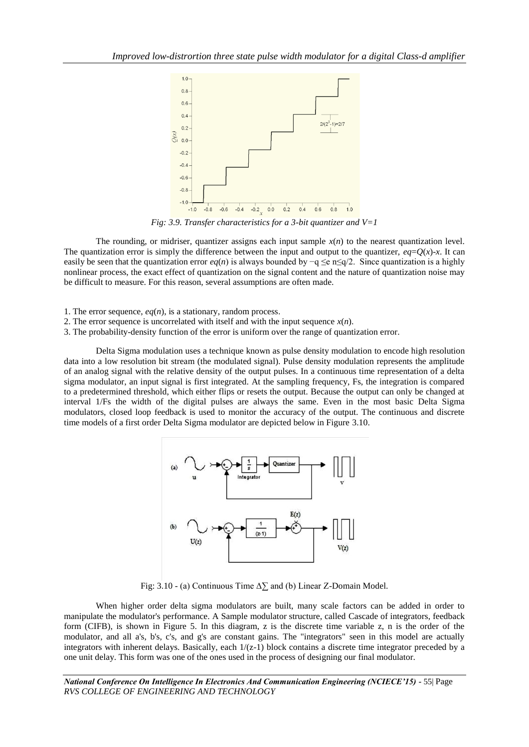*Fig: 3.9. Transfer characteristics for a 3-bit quantizer and V=1*

The rounding, or midriser, quantizer assigns each input sample $x(n)$ to the nearest quantization level. The quantization error is simply the difference between the input and output to the quantizer, $eq=Q(x)-x$. It can easily be seen that the quantization error $eq(n)$ is always bounded by $-q \leq e\ n \leq q/2$. Since quantization is a highly nonlinear process, the exact effect of quantization on the signal content and the nature of quantization noise may be difficult to measure. For this reason, several assumptions are often made.

1. The error sequence, $eq(n)$, is a stationary, random process.
2. The error sequence is uncorrelated with itself and with the input sequence $x(n)$.
3. The probability-density function of the error is uniform over the range of quantization error.

Delta Sigma modulation uses a technique known as pulse density modulation to encode high resolution data into a low resolution bit stream (the modulated signal). Pulse density modulation represents the amplitude of an analog signal with the relative density of the output pulses. In a continuous time representation of a delta sigma modulator, an input signal is first integrated. At the sampling frequency, Fs, the integration is compared to a predetermined threshold, which either flips or resets the output. Because the output can only be changed at interval 1/Fs the width of the digital pulses are always the same. Even in the most basic Delta Sigma modulators, closed loop feedback is used to monitor the accuracy of the output. The continuous and discrete time models of a first order Delta Sigma modulator are depicted below in Figure 3.10.

Fig: 3.10 - (a) Continuous Time $\Delta\sum$ and (b) Linear Z-Domain Model.

When higher order delta sigma modulators are built, many scale factors can be added in order to manipulate the modulator's performance. A Sample modulator structure, called Cascade of integrators, feedback form (CIFB), is shown in Figure 5. In this diagram, z is the discrete time variable z, n is the order of the modulator, and all a's, b's, c's, and g's are constant gains. The "integrators" seen in this model are actually integrators with inherent delays. Basically, each 1/(z-1) block contains a discrete time integrator preceded by a one unit delay. This form was one of the ones used in the process of designing our final modulator.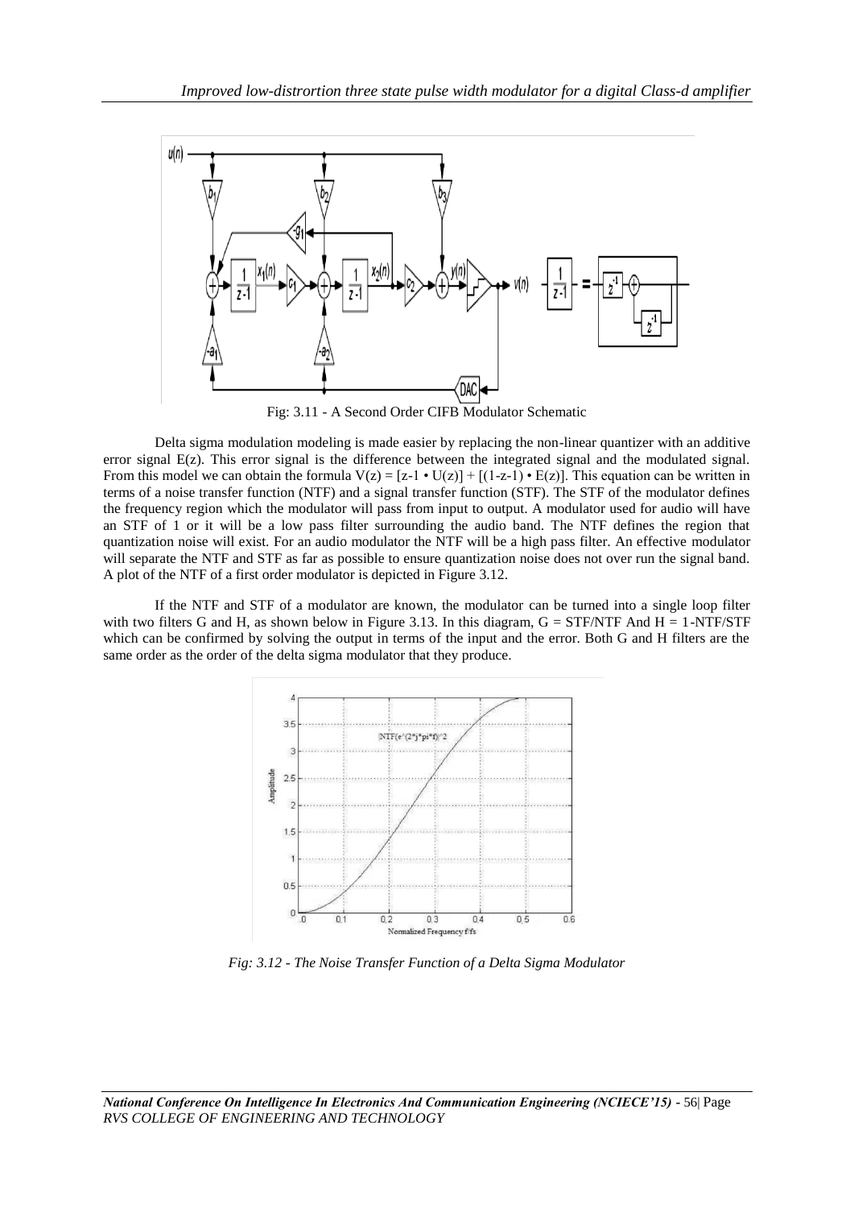Fig: 3.11 - A Second Order CIFB Modulator Schematic

Delta sigma modulation modeling is made easier by replacing the non-linear quantizer with an additive error signal $E(z)$. This error signal is the difference between the integrated signal and the modulated signal. From this model we can obtain the formula $V(z) = [z^{-1} \cdot U(z)] + [(1-z^{-1}) \cdot E(z)]$. This equation can be written in terms of a noise transfer function (NTF) and a signal transfer function (STF). The STF of the modulator defines the frequency region which the modulator will pass from input to output. A modulator used for audio will have an STF of 1 or it will be a low pass filter surrounding the audio band. The NTF defines the region that quantization noise will exist. For an audio modulator the NTF will be a high pass filter. An effective modulator will separate the NTF and STF as far as possible to ensure quantization noise does not over run the signal band. A plot of the NTF of a first order modulator is depicted in Figure 3.12.

If the NTF and STF of a modulator are known, the modulator can be turned into a single loop filter with two filters G and H, as shown below in Figure 3.13. In this diagram, $G = STF/NTF$ And $H = 1-NTF/STF$ which can be confirmed by solving the output in terms of the input and the error. Both G and H filters are the same order as the order of the delta sigma modulator that they produce.

*Fig: 3.12 - The Noise Transfer Function of a Delta Sigma Modulator*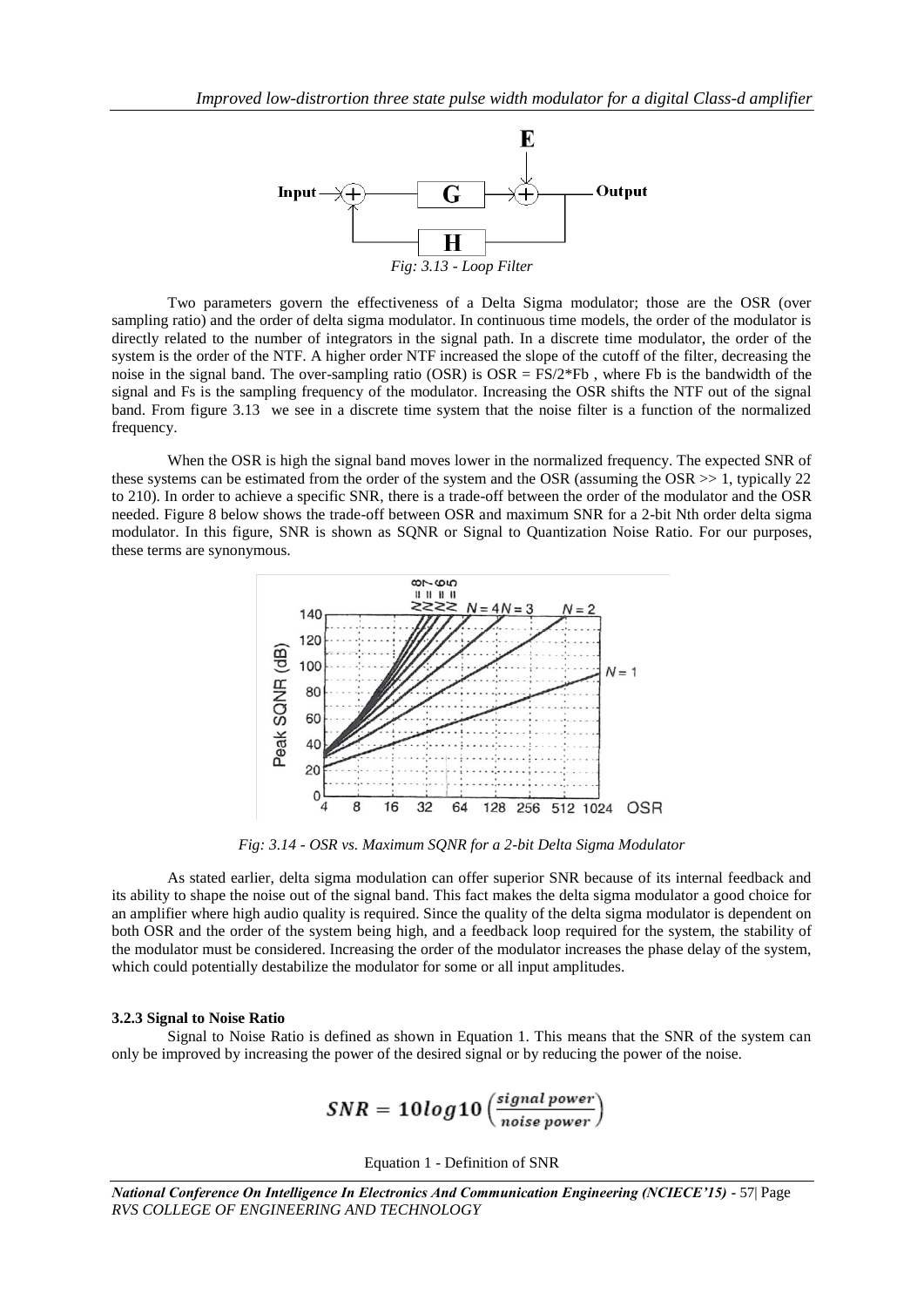*Fig: 3.13 - Loop Filter*

Two parameters govern the effectiveness of a Delta Sigma modulator; those are the OSR (over sampling ratio) and the order of delta sigma modulator. In continuous time models, the order of the modulator is directly related to the number of integrators in the signal path. In a discrete time modulator, the order of the system is the order of the NTF. A higher order NTF increased the slope of the cutoff of the filter, decreasing the noise in the signal band. The over-sampling ratio (OSR) is OSR = FS/2*Fb , where Fb is the bandwidth of the signal and Fs is the sampling frequency of the modulator. Increasing the OSR shifts the NTF out of the signal band. From figure 3.13 we see in a discrete time system that the noise filter is a function of the normalized frequency.

When the OSR is high the signal band moves lower in the normalized frequency. The expected SNR of these systems can be estimated from the order of the system and the OSR (assuming the OSR >> 1, typically 22 to 210). In order to achieve a specific SNR, there is a trade-off between the order of the modulator and the OSR needed. Figure 8 below shows the trade-off between OSR and maximum SNR for a 2-bit Nth order delta sigma modulator. In this figure, SNR is shown as SQNR or Signal to Quantization Noise Ratio. For our purposes, these terms are synonymous.

*Fig: 3.14 - OSR vs. Maximum SQNR for a 2-bit Delta Sigma Modulator*

As stated earlier, delta sigma modulation can offer superior SNR because of its internal feedback and its ability to shape the noise out of the signal band. This fact makes the delta sigma modulator a good choice for an amplifier where high audio quality is required. Since the quality of the delta sigma modulator is dependent on both OSR and the order of the system being high, and a feedback loop required for the system, the stability of the modulator must be considered. Increasing the order of the modulator increases the phase delay of the system, which could potentially destabilize the modulator for some or all input amplitudes.

### 3.2.3 Signal to Noise Ratio

Signal to Noise Ratio is defined as shown in Equation 1. This means that the SNR of the system can only be improved by increasing the power of the desired signal or by reducing the power of the noise.

$$SNR = 10log10\left(\frac{signal\ power}{noise\ power}\right)$$

Equation 1 - Definition of SNR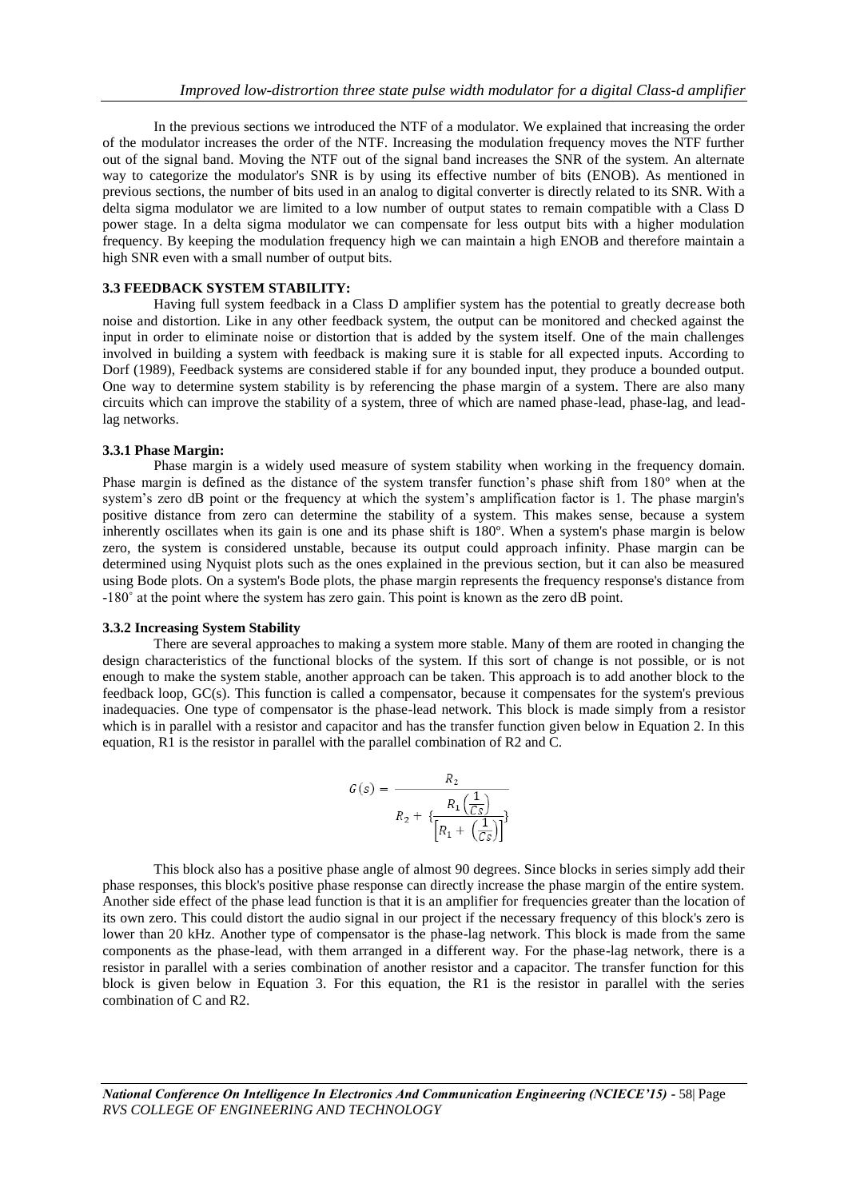In the previous sections we introduced the NTF of a modulator. We explained that increasing the order of the modulator increases the order of the NTF. Increasing the modulation frequency moves the NTF further out of the signal band. Moving the NTF out of the signal band increases the SNR of the system. An alternate way to categorize the modulator's SNR is by using its effective number of bits (ENOB). As mentioned in previous sections, the number of bits used in an analog to digital converter is directly related to its SNR. With a delta sigma modulator we are limited to a low number of output states to remain compatible with a Class D power stage. In a delta sigma modulator we can compensate for less output bits with a higher modulation frequency. By keeping the modulation frequency high we can maintain a high ENOB and therefore maintain a high SNR even with a small number of output bits.

### 3.3 FEEDBACK SYSTEM STABILITY:

Having full system feedback in a Class D amplifier system has the potential to greatly decrease both noise and distortion. Like in any other feedback system, the output can be monitored and checked against the input in order to eliminate noise or distortion that is added by the system itself. One of the main challenges involved in building a system with feedback is making sure it is stable for all expected inputs. According to Dorf (1989), Feedback systems are considered stable if for any bounded input, they produce a bounded output. One way to determine system stability is by referencing the phase margin of a system. There are also many circuits which can improve the stability of a system, three of which are named phase-lead, phase-lag, and lead-lag networks.

#### 3.3.1 Phase Margin:

Phase margin is a widely used measure of system stability when working in the frequency domain. Phase margin is defined as the distance of the system transfer function's phase shift from 180º when at the system's zero dB point or the frequency at which the system's amplification factor is 1. The phase margin's positive distance from zero can determine the stability of a system. This makes sense, because a system inherently oscillates when its gain is one and its phase shift is 180º. When a system's phase margin is below zero, the system is considered unstable, because its output could approach infinity. Phase margin can be determined using Nyquist plots such as the ones explained in the previous section, but it can also be measured using Bode plots. On a system's Bode plots, the phase margin represents the frequency response's distance from -180˚ at the point where the system has zero gain. This point is known as the zero dB point.

#### 3.3.2 Increasing System Stability

There are several approaches to making a system more stable. Many of them are rooted in changing the design characteristics of the functional blocks of the system. If this sort of change is not possible, or is not enough to make the system stable, another approach can be taken. This approach is to add another block to the feedback loop, GC(s). This function is called a compensator, because it compensates for the system's previous inadequacies. One type of compensator is the phase-lead network. This block is made simply from a resistor which is in parallel with a resistor and capacitor and has the transfer function given below in Equation 2. In this equation, R1 is the resistor in parallel with the parallel combination of R2 and C.

$$G(s) = \frac{R_2}{R_2 + \{\frac{R_1\left(\frac{1}{Cs}\right)}{\left[R_1 + \left(\frac{1}{Cs}\right)\right]}\}}$$

This block also has a positive phase angle of almost 90 degrees. Since blocks in series simply add their phase responses, this block's positive phase response can directly increase the phase margin of the entire system. Another side effect of the phase lead function is that it is an amplifier for frequencies greater than the location of its own zero. This could distort the audio signal in our project if the necessary frequency of this block's zero is lower than 20 kHz. Another type of compensator is the phase-lag network. This block is made from the same components as the phase-lead, with them arranged in a different way. For the phase-lag network, there is a resistor in parallel with a series combination of another resistor and a capacitor. The transfer function for this block is given below in Equation 3. For this equation, the R1 is the resistor in parallel with the series combination of C and R2.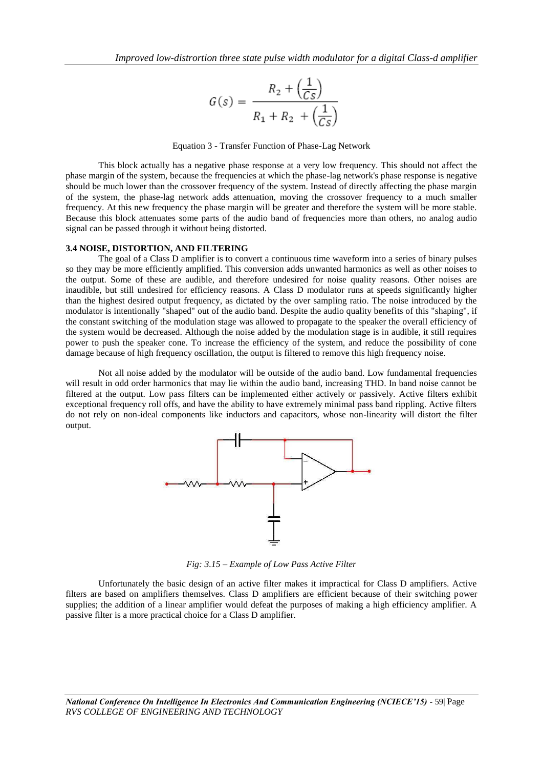$$G(s) = \frac{R_2 + \left(\frac{1}{Cs}\right)}{R_1 + R_2 + \left(\frac{1}{Cs}\right)}$$

Equation 3 - Transfer Function of Phase-Lag Network

This block actually has a negative phase response at a very low frequency. This should not affect the phase margin of the system, because the frequencies at which the phase-lag network's phase response is negative should be much lower than the crossover frequency of the system. Instead of directly affecting the phase margin of the system, the phase-lag network adds attenuation, moving the crossover frequency to a much smaller frequency. At this new frequency the phase margin will be greater and therefore the system will be more stable. Because this block attenuates some parts of the audio band of frequencies more than others, no analog audio signal can be passed through it without being distorted.

### 3.4 NOISE, DISTORTION, AND FILTERING

The goal of a Class D amplifier is to convert a continuous time waveform into a series of binary pulses so they may be more efficiently amplified. This conversion adds unwanted harmonics as well as other noises to the output. Some of these are audible, and therefore undesired for noise quality reasons. Other noises are inaudible, but still undesired for efficiency reasons. A Class D modulator runs at speeds significantly higher than the highest desired output frequency, as dictated by the over sampling ratio. The noise introduced by the modulator is intentionally "shaped" out of the audio band. Despite the audio quality benefits of this "shaping", if the constant switching of the modulation stage was allowed to propagate to the speaker the overall efficiency of the system would be decreased. Although the noise added by the modulation stage is in audible, it still requires power to push the speaker cone. To increase the efficiency of the system, and reduce the possibility of cone damage because of high frequency oscillation, the output is filtered to remove this high frequency noise.

Not all noise added by the modulator will be outside of the audio band. Low fundamental frequencies will result in odd order harmonics that may lie within the audio band, increasing THD. In band noise cannot be filtered at the output. Low pass filters can be implemented either actively or passively. Active filters exhibit exceptional frequency roll offs, and have the ability to have extremely minimal pass band rippling. Active filters do not rely on non-ideal components like inductors and capacitors, whose non-linearity will distort the filter output.

*Fig: 3.15 – Example of Low Pass Active Filter*

Unfortunately the basic design of an active filter makes it impractical for Class D amplifiers. Active filters are based on amplifiers themselves. Class D amplifiers are efficient because of their switching power supplies; the addition of a linear amplifier would defeat the purposes of making a high efficiency amplifier. A passive filter is a more practical choice for a Class D amplifier.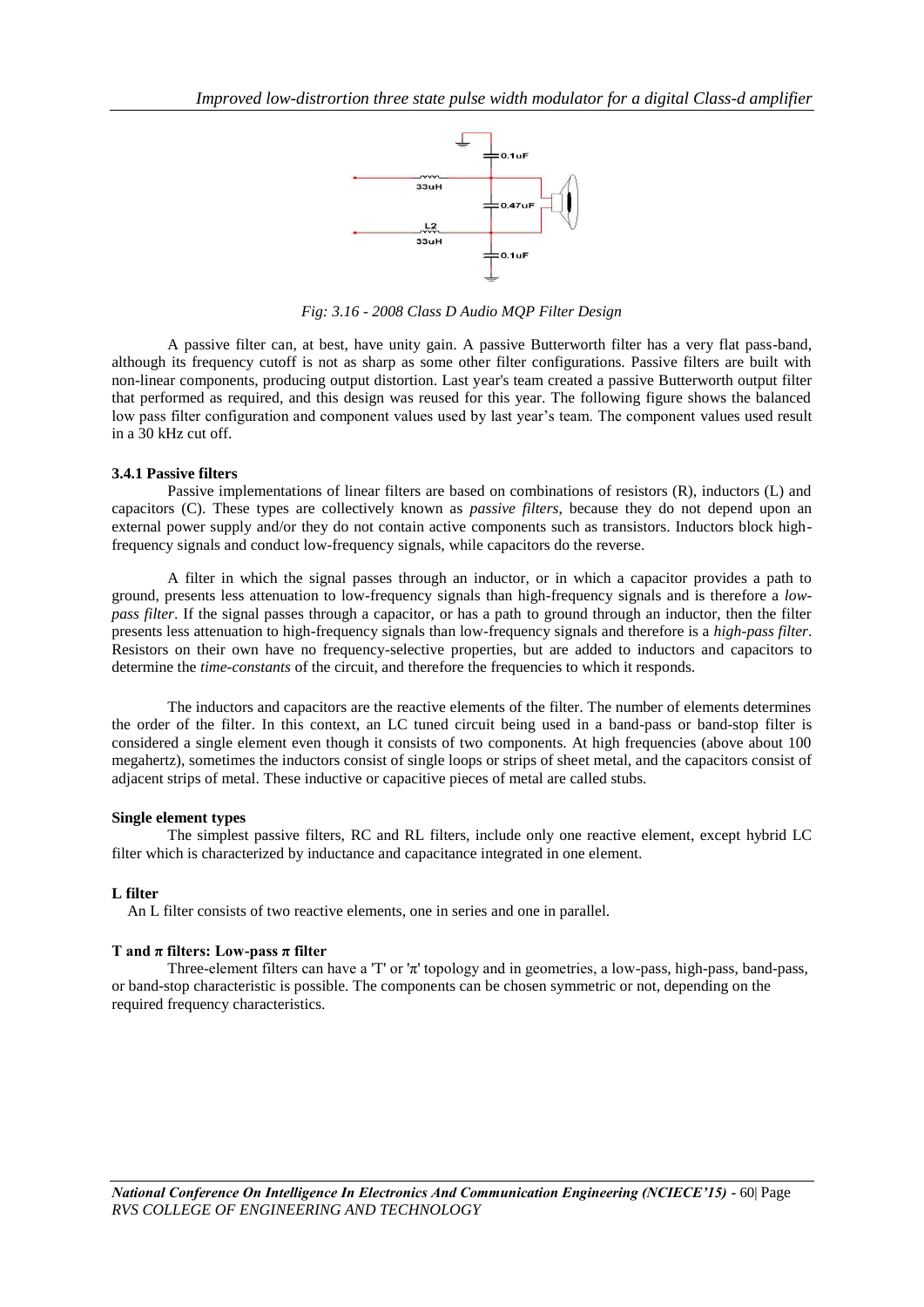*Fig: 3.16 - 2008 Class D Audio MQP Filter Design*

A passive filter can, at best, have unity gain. A passive Butterworth filter has a very flat pass-band, although its frequency cutoff is not as sharp as some other filter configurations. Passive filters are built with non-linear components, producing output distortion. Last year's team created a passive Butterworth output filter that performed as required, and this design was reused for this year. The following figure shows the balanced low pass filter configuration and component values used by last year's team. The component values used result in a 30 kHz cut off.

### 3.4.1 Passive filters

Passive implementations of linear filters are based on combinations of resistors (R), inductors (L) and capacitors (C). These types are collectively known as *passive filters*, because they do not depend upon an external power supply and/or they do not contain active components such as transistors. Inductors block high-frequency signals and conduct low-frequency signals, while capacitors do the reverse.

A filter in which the signal passes through an inductor, or in which a capacitor provides a path to ground, presents less attenuation to low-frequency signals than high-frequency signals and is therefore a *low-pass filter*. If the signal passes through a capacitor, or has a path to ground through an inductor, then the filter presents less attenuation to high-frequency signals than low-frequency signals and therefore is a *high-pass filter*. Resistors on their own have no frequency-selective properties, but are added to inductors and capacitors to determine the *time-constants* of the circuit, and therefore the frequencies to which it responds.

The inductors and capacitors are the reactive elements of the filter. The number of elements determines the order of the filter. In this context, an LC tuned circuit being used in a band-pass or band-stop filter is considered a single element even though it consists of two components. At high frequencies (above about 100 megahertz), sometimes the inductors consist of single loops or strips of sheet metal, and the capacitors consist of adjacent strips of metal. These inductive or capacitive pieces of metal are called stubs.

**Single element types**

The simplest passive filters, RC and RL filters, include only one reactive element, except hybrid LC filter which is characterized by inductance and capacitance integrated in one element.

**L filter**

An L filter consists of two reactive elements, one in series and one in parallel.

**T and π filters: Low-pass π filter**

Three-element filters can have a 'T' or 'π' topology and in geometries, a low-pass, high-pass, band-pass, or band-stop characteristic is possible. The components can be chosen symmetric or not, depending on the required frequency characteristics.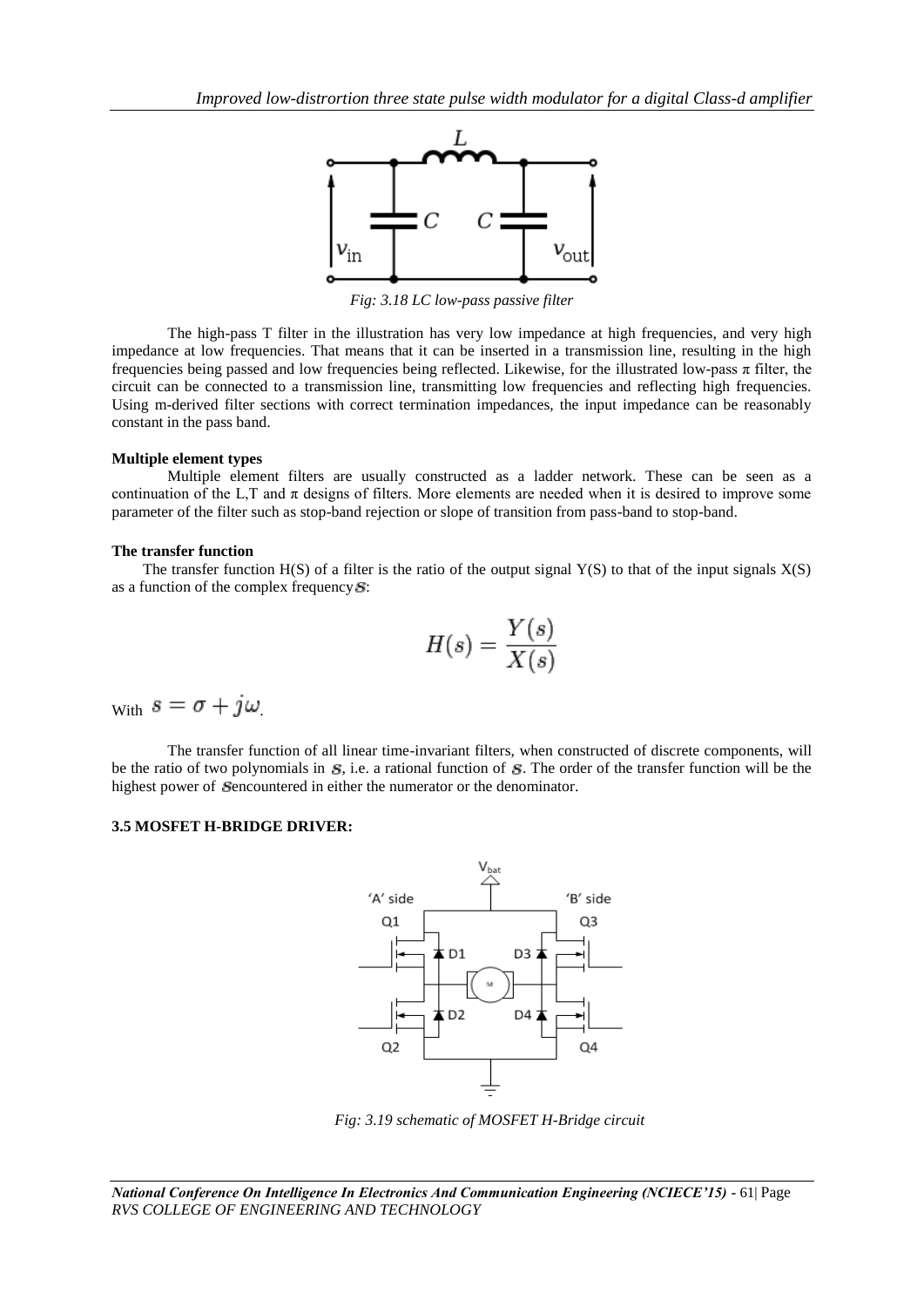Fig: 3.18 LC low-pass passive filter

The high-pass T filter in the illustration has very low impedance at high frequencies, and very high impedance at low frequencies. That means that it can be inserted in a transmission line, resulting in the high frequencies being passed and low frequencies being reflected. Likewise, for the illustrated low-pass π filter, the circuit can be connected to a transmission line, transmitting low frequencies and reflecting high frequencies. Using m-derived filter sections with correct termination impedances, the input impedance can be reasonably constant in the pass band.

**Multiple element types**

Multiple element filters are usually constructed as a ladder network. These can be seen as a continuation of the L,T and π designs of filters. More elements are needed when it is desired to improve some parameter of the filter such as stop-band rejection or slope of transition from pass-band to stop-band.

**The transfer function**

The transfer function H(S) of a filter is the ratio of the output signal Y(S) to that of the input signals X(S) as a function of the complex frequency $s$:

$$H(s) = \frac{Y(s)}{X(s)}$$

With $s = \sigma + j\omega$.

The transfer function of all linear time-invariant filters, when constructed of discrete components, will be the ratio of two polynomials in $s$, i.e. a rational function of $s$. The order of the transfer function will be the highest power of $s$encountered in either the numerator or the denominator.

**3.5 MOSFET H-BRIDGE DRIVER:**

Fig: 3.19 schematic of MOSFET H-Bridge circuit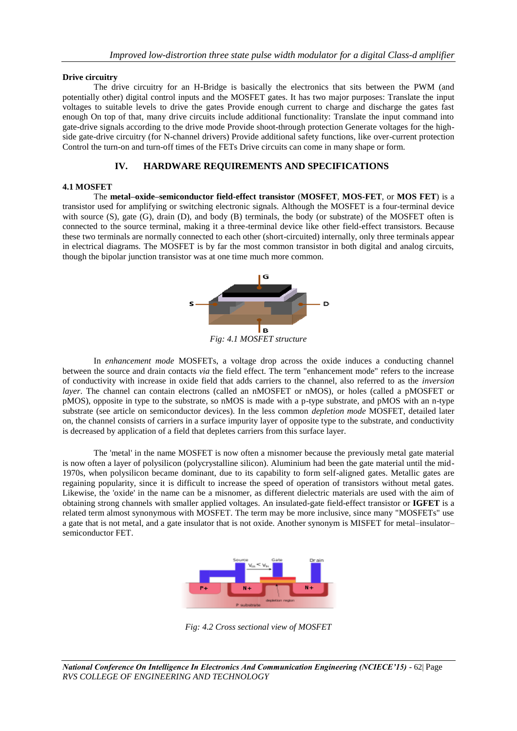### Drive circuitry

The drive circuitry for an H-Bridge is basically the electronics that sits between the PWM (and potentially other) digital control inputs and the MOSFET gates. It has two major purposes: Translate the input voltages to suitable levels to drive the gates Provide enough current to charge and discharge the gates fast enough On top of that, many drive circuits include additional functionality: Translate the input command into gate-drive signals according to the drive mode Provide shoot-through protection Generate voltages for the high-side gate-drive circuitry (for N-channel drivers) Provide additional safety functions, like over-current protection Control the turn-on and turn-off times of the FETs Drive circuits can come in many shape or form.

## IV. HARDWARE REQUIREMENTS AND SPECIFICATIONS

### 4.1 MOSFET

The **metal–oxide–semiconductor field-effect transistor** (**MOSFET**, **MOS-FET**, or **MOS FET**) is a transistor used for amplifying or switching electronic signals. Although the MOSFET is a four-terminal device with source (S), gate (G), drain (D), and body (B) terminals, the body (or substrate) of the MOSFET often is connected to the source terminal, making it a three-terminal device like other field-effect transistors. Because these two terminals are normally connected to each other (short-circuited) internally, only three terminals appear in electrical diagrams. The MOSFET is by far the most common transistor in both digital and analog circuits, though the bipolar junction transistor was at one time much more common.

*Fig: 4.1 MOSFET structure*

In *enhancement mode* MOSFETs, a voltage drop across the oxide induces a conducting channel between the source and drain contacts *via* the field effect. The term "enhancement mode" refers to the increase of conductivity with increase in oxide field that adds carriers to the channel, also referred to as the *inversion layer*. The channel can contain electrons (called an nMOSFET or nMOS), or holes (called a pMOSFET or pMOS), opposite in type to the substrate, so nMOS is made with a p-type substrate, and pMOS with an n-type substrate (see article on semiconductor devices). In the less common *depletion mode* MOSFET, detailed later on, the channel consists of carriers in a surface impurity layer of opposite type to the substrate, and conductivity is decreased by application of a field that depletes carriers from this surface layer.

The 'metal' in the name MOSFET is now often a misnomer because the previously metal gate material is now often a layer of polysilicon (polycrystalline silicon). Aluminium had been the gate material until the mid-1970s, when polysilicon became dominant, due to its capability to form self-aligned gates. Metallic gates are regaining popularity, since it is difficult to increase the speed of operation of transistors without metal gates. Likewise, the 'oxide' in the name can be a misnomer, as different dielectric materials are used with the aim of obtaining strong channels with smaller applied voltages. An insulated-gate field-effect transistor or **IGFET** is a related term almost synonymous with MOSFET. The term may be more inclusive, since many "MOSFETs" use a gate that is not metal, and a gate insulator that is not oxide. Another synonym is MISFET for metal–insulator–semiconductor FET.

*Fig: 4.2 Cross sectional view of MOSFET*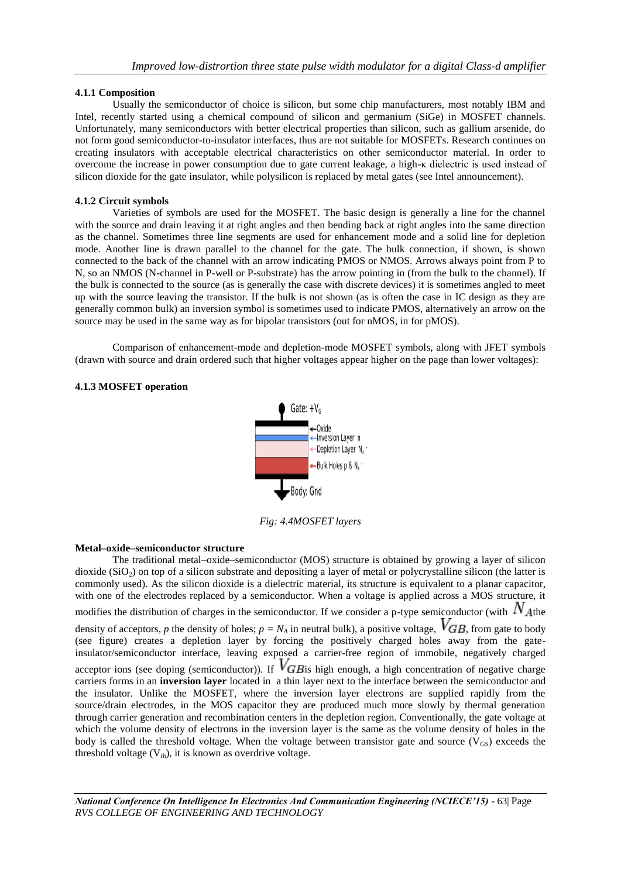#### 4.1.1 Composition

Usually the semiconductor of choice is silicon, but some chip manufacturers, most notably IBM and Intel, recently started using a chemical compound of silicon and germanium (SiGe) in MOSFET channels. Unfortunately, many semiconductors with better electrical properties than silicon, such as gallium arsenide, do not form good semiconductor-to-insulator interfaces, thus are not suitable for MOSFETs. Research continues on creating insulators with acceptable electrical characteristics on other semiconductor material. In order to overcome the increase in power consumption due to gate current leakage, a high-κ dielectric is used instead of silicon dioxide for the gate insulator, while polysilicon is replaced by metal gates (see Intel announcement).

#### 4.1.2 Circuit symbols

Varieties of symbols are used for the MOSFET. The basic design is generally a line for the channel with the source and drain leaving it at right angles and then bending back at right angles into the same direction as the channel. Sometimes three line segments are used for enhancement mode and a solid line for depletion mode. Another line is drawn parallel to the channel for the gate. The bulk connection, if shown, is shown connected to the back of the channel with an arrow indicating PMOS or NMOS. Arrows always point from P to N, so an NMOS (N-channel in P-well or P-substrate) has the arrow pointing in (from the bulk to the channel). If the bulk is connected to the source (as is generally the case with discrete devices) it is sometimes angled to meet up with the source leaving the transistor. If the bulk is not shown (as is often the case in IC design as they are generally common bulk) an inversion symbol is sometimes used to indicate PMOS, alternatively an arrow on the source may be used in the same way as for bipolar transistors (out for nMOS, in for pMOS).

Comparison of enhancement-mode and depletion-mode MOSFET symbols, along with JFET symbols (drawn with source and drain ordered such that higher voltages appear higher on the page than lower voltages):

#### 4.1.3 MOSFET operation

Gate: $+V_G$

Oxide

Inversion Layer n

Depletion Layer $N_A^-$

Bulk Holes p & $N_A^-$

Body: Gnd

*Fig: 4.4MOSFET layers*

**Metal–oxide–semiconductor structure**

The traditional metal–oxide–semiconductor (MOS) structure is obtained by growing a layer of silicon dioxide ($SiO_2$) on top of a silicon substrate and depositing a layer of metal or polycrystalline silicon (the latter is commonly used). As the silicon dioxide is a dielectric material, its structure is equivalent to a planar capacitor, with one of the electrodes replaced by a semiconductor. When a voltage is applied across a MOS structure, it modifies the distribution of charges in the semiconductor. If we consider a p-type semiconductor (with $N_A$the density of acceptors, $p$ the density of holes; $p = N_A$ in neutral bulk), a positive voltage, $V_{GB}$, from gate to body (see figure) creates a depletion layer by forcing the positively charged holes away from the gate-insulator/semiconductor interface, leaving exposed a carrier-free region of immobile, negatively charged acceptor ions (see doping (semiconductor)). If $V_{GB}$is high enough, a high concentration of negative charge carriers forms in an **inversion layer** located in a thin layer next to the interface between the semiconductor and the insulator. Unlike the MOSFET, where the inversion layer electrons are supplied rapidly from the source/drain electrodes, in the MOS capacitor they are produced much more slowly by thermal generation through carrier generation and recombination centers in the depletion region. Conventionally, the gate voltage at which the volume density of electrons in the inversion layer is the same as the volume density of holes in the body is called the threshold voltage. When the voltage between transistor gate and source ($V_{GS}$) exceeds the threshold voltage ($V_{th}$), it is known as overdrive voltage.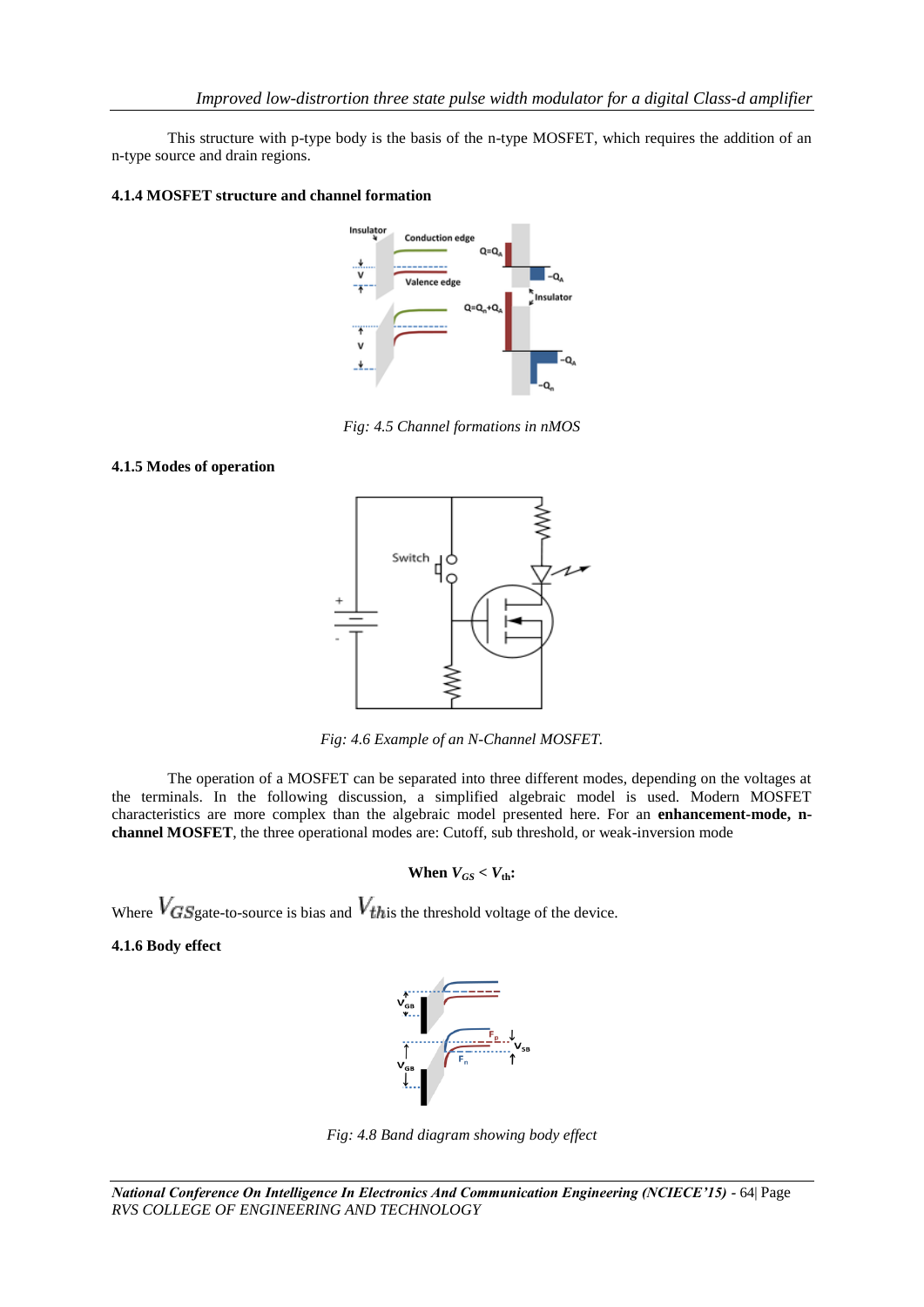This structure with p-type body is the basis of the n-type MOSFET, which requires the addition of an n-type source and drain regions.

### 4.1.4 MOSFET structure and channel formation

Fig: 4.5 Channel formations in nMOS

### 4.1.5 Modes of operation

Fig: 4.6 Example of an N-Channel MOSFET.

The operation of a MOSFET can be separated into three different modes, depending on the voltages at the terminals. In the following discussion, a simplified algebraic model is used. Modern MOSFET characteristics are more complex than the algebraic model presented here. For an **enhancement-mode, n-channel MOSFET**, the three operational modes are: Cutoff, sub threshold, or weak-inversion mode

**When $V_{GS} < V_{th}$:**

Where $V_{GS}$ gate-to-source is bias and $V_{th}$ is the threshold voltage of the device.

### 4.1.6 Body effect

Fig: 4.8 Band diagram showing body effect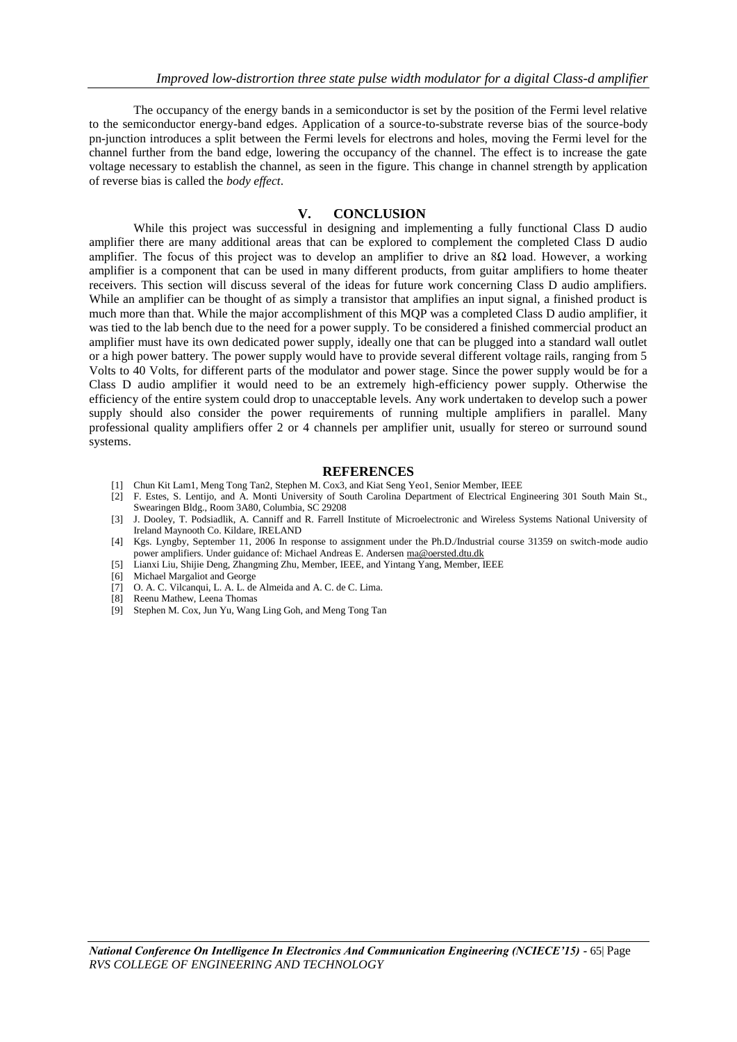The occupancy of the energy bands in a semiconductor is set by the position of the Fermi level relative to the semiconductor energy-band edges. Application of a source-to-substrate reverse bias of the source-body pn-junction introduces a split between the Fermi levels for electrons and holes, moving the Fermi level for the channel further from the band edge, lowering the occupancy of the channel. The effect is to increase the gate voltage necessary to establish the channel, as seen in the figure. This change in channel strength by application of reverse bias is called the *body effect*.

## V. CONCLUSION

While this project was successful in designing and implementing a fully functional Class D audio amplifier there are many additional areas that can be explored to complement the completed Class D audio amplifier. The focus of this project was to develop an amplifier to drive an 8Ω load. However, a working amplifier is a component that can be used in many different products, from guitar amplifiers to home theater receivers. This section will discuss several of the ideas for future work concerning Class D audio amplifiers. While an amplifier can be thought of as simply a transistor that amplifies an input signal, a finished product is much more than that. While the major accomplishment of this MQP was a completed Class D audio amplifier, it was tied to the lab bench due to the need for a power supply. To be considered a finished commercial product an amplifier must have its own dedicated power supply, ideally one that can be plugged into a standard wall outlet or a high power battery. The power supply would have to provide several different voltage rails, ranging from 5 Volts to 40 Volts, for different parts of the modulator and power stage. Since the power supply would be for a Class D audio amplifier it would need to be an extremely high-efficiency power supply. Otherwise the efficiency of the entire system could drop to unacceptable levels. Any work undertaken to develop such a power supply should also consider the power requirements of running multiple amplifiers in parallel. Many professional quality amplifiers offer 2 or 4 channels per amplifier unit, usually for stereo or surround sound systems.

## REFERENCES

[1] Chun Kit Lam1, Meng Tong Tan2, Stephen M. Cox3, and Kiat Seng Yeo1, Senior Member, IEEE

[2] F. Estes, S. Lentijo, and A. Monti University of South Carolina Department of Electrical Engineering 301 South Main St., Swearingen Bldg., Room 3A80, Columbia, SC 29208

[3] J. Dooley, T. Podsiadlik, A. Canniff and R. Farrell Institute of Microelectronic and Wireless Systems National University of Ireland Maynooth Co. Kildare, IRELAND

[4] Kgs. Lyngby, September 11, 2006 In response to assignment under the Ph.D./Industrial course 31359 on switch-mode audio power amplifiers. Under guidance of: Michael Andreas E. Andersen ma@oersted.dtu.dk

[5] Lianxi Liu, Shijie Deng, Zhangming Zhu, Member, IEEE, and Yintang Yang, Member, IEEE

[6] Michael Margaliot and George

[7] O. A. C. Vilcanqui, L. A. L. de Almeida and A. C. de C. Lima.

[8] Reenu Mathew, Leena Thomas

[9] Stephen M. Cox, Jun Yu, Wang Ling Goh, and Meng Tong Tan